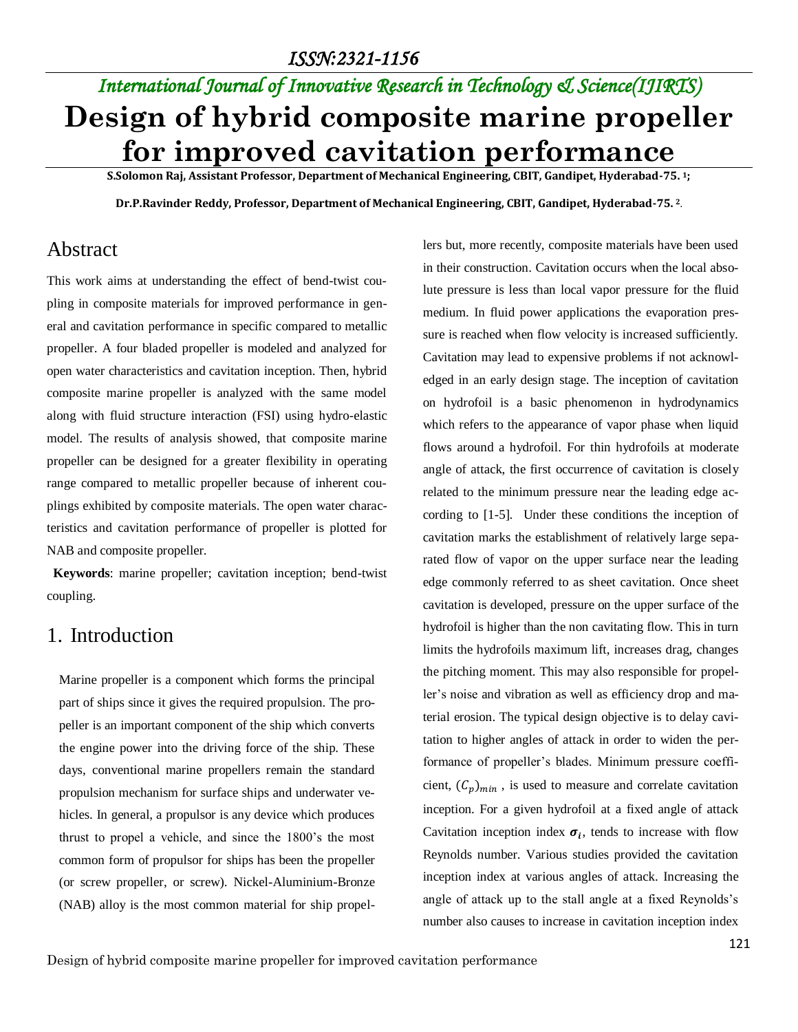*ISSN:2321-1156*

*International Journal of Innovative Research in Technology & Science(IJIRTS)*

# Design of hybrid composite marine propeller for improved cavitation performance

**S.Solomon Raj, Assistant Professor, Department of Mechanical Engineering, CBIT, Gandipet, Hyderabad-75. [1];**

**Dr.P.Ravinder Reddy, Professor, Department of Mechanical Engineering, CBIT, Gandipet, Hyderabad-75. [2].**

## Abstract

This work aims at understanding the effect of bend-twist coupling in composite materials for improved performance in general and cavitation performance in specific compared to metallic propeller. A four bladed propeller is modeled and analyzed for open water characteristics and cavitation inception. Then, hybrid composite marine propeller is analyzed with the same model along with fluid structure interaction (FSI) using hydro-elastic model. The results of analysis showed, that composite marine propeller can be designed for a greater flexibility in operating range compared to metallic propeller because of inherent couplings exhibited by composite materials. The open water characteristics and cavitation performance of propeller is plotted for NAB and composite propeller.

**Keywords**: marine propeller; cavitation inception; bend-twist coupling.

## 1. Introduction

Marine propeller is a component which forms the principal part of ships since it gives the required propulsion. The propeller is an important component of the ship which converts the engine power into the driving force of the ship. These days, conventional marine propellers remain the standard propulsion mechanism for surface ships and underwater vehicles. In general, a propulsor is any device which produces thrust to propel a vehicle, and since the 1800's the most common form of propulsor for ships has been the propeller (or screw propeller, or screw). Nickel-Aluminium-Bronze (NAB) alloy is the most common material for ship propellers but, more recently, composite materials have been used in their construction. Cavitation occurs when the local absolute pressure is less than local vapor pressure for the fluid medium. In fluid power applications the evaporation pressure is reached when flow velocity is increased sufficiently. Cavitation may lead to expensive problems if not acknowledged in an early design stage. The inception of cavitation on hydrofoil is a basic phenomenon in hydrodynamics which refers to the appearance of vapor phase when liquid flows around a hydrofoil. For thin hydrofoils at moderate angle of attack, the first occurrence of cavitation is closely related to the minimum pressure near the leading edge according to [1-5]. Under these conditions the inception of cavitation marks the establishment of relatively large separated flow of vapor on the upper surface near the leading edge commonly referred to as sheet cavitation. Once sheet cavitation is developed, pressure on the upper surface of the hydrofoil is higher than the non cavitating flow. This in turn limits the hydrofoils maximum lift, increases drag, changes the pitching moment. This may also responsible for propeller's noise and vibration as well as efficiency drop and material erosion. The typical design objective is to delay cavitation to higher angles of attack in order to widen the performance of propeller's blades. Minimum pressure coefficient, $(C_p)_{min}$ , is used to measure and correlate cavitation inception. For a given hydrofoil at a fixed angle of attack Cavitation inception index $\boldsymbol{\sigma_i}$, tends to increase with flow Reynolds number. Various studies provided the cavitation inception index at various angles of attack. Increasing the angle of attack up to the stall angle at a fixed Reynolds's number also causes to increase in cavitation inception index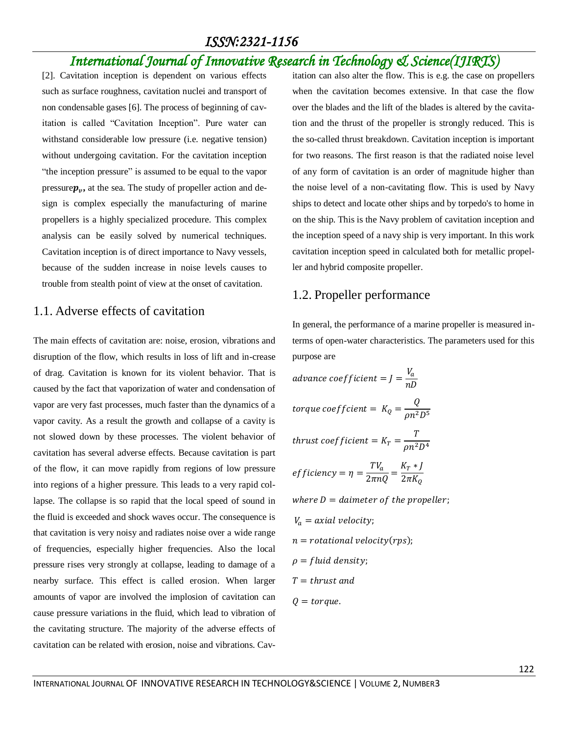[2]. Cavitation inception is dependent on various effects such as surface roughness, cavitation nuclei and transport of non condensable gases [6]. The process of beginning of cavitation is called "Cavitation Inception". Pure water can withstand considerable low pressure (i.e. negative tension) without undergoing cavitation. For the cavitation inception "the inception pressure" is assumed to be equal to the vapor pressure$\boldsymbol{p_v}$**,** at the sea. The study of propeller action and design is complex especially the manufacturing of marine propellers is a highly specialized procedure. This complex analysis can be easily solved by numerical techniques. Cavitation inception is of direct importance to Navy vessels, because of the sudden increase in noise levels causes to trouble from stealth point of view at the onset of cavitation.

## 1.1. Adverse effects of cavitation

The main effects of cavitation are: noise, erosion, vibrations and disruption of the flow, which results in loss of lift and in-crease of drag. Cavitation is known for its violent behavior. That is caused by the fact that vaporization of water and condensation of vapor are very fast processes, much faster than the dynamics of a vapor cavity. As a result the growth and collapse of a cavity is not slowed down by these processes. The violent behavior of cavitation has several adverse effects. Because cavitation is part of the flow, it can move rapidly from regions of low pressure into regions of a higher pressure. This leads to a very rapid collapse. The collapse is so rapid that the local speed of sound in the fluid is exceeded and shock waves occur. The consequence is that cavitation is very noisy and radiates noise over a wide range of frequencies, especially higher frequencies. Also the local pressure rises very strongly at collapse, leading to damage of a nearby surface. This effect is called erosion. When larger amounts of vapor are involved the implosion of cavitation can cause pressure variations in the fluid, which lead to vibration of the cavitating structure. The majority of the adverse effects of cavitation can be related with erosion, noise and vibrations. Cavitation can also alter the flow. This is e.g. the case on propellers when the cavitation becomes extensive. In that case the flow over the blades and the lift of the blades is altered by the cavitation and the thrust of the propeller is strongly reduced. This is the so-called thrust breakdown. Cavitation inception is important for two reasons. The first reason is that the radiated noise level of any form of cavitation is an order of magnitude higher than the noise level of a non-cavitating flow. This is used by Navy ships to detect and locate other ships and by torpedo's to home in on the ship. This is the Navy problem of cavitation inception and the inception speed of a navy ship is very important. In this work cavitation inception speed in calculated both for metallic propeller and hybrid composite propeller.

## 1.2. Propeller performance

In general, the performance of a marine propeller is measured in-terms of open-water characteristics. The parameters used for this purpose are

$$advance\ coefficient = J = \frac{V_a}{nD}$$

$$torque\ coeffcient = K_Q = \frac{Q}{\rho n^2 D^5}$$

$$thrust\ coefficient = K_T = \frac{T}{\rho n^2 D^4}$$

$$efficiency = \eta = \frac{TV_a}{2\pi n Q} = \frac{K_T * J}{2\pi K_Q}$$

$where\ D = daimeter\ of\ the\ propeller;$

$V_a = axial\ velocity;$

$n = rotational\ velocity(rps);$

$\rho = fluid\ density;$

$T = thrust\ and$

$Q = torque.$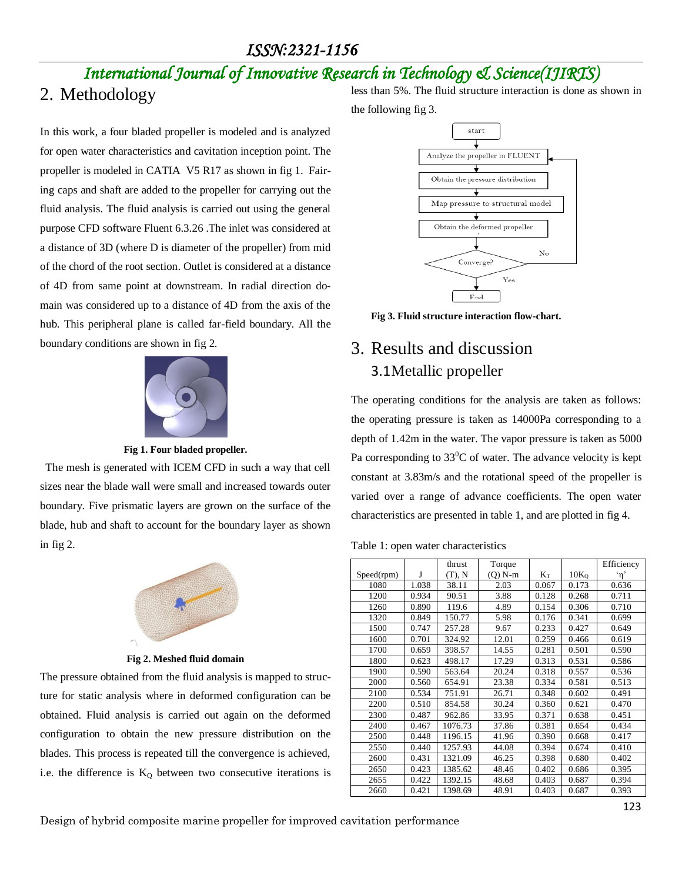## 2. Methodology

In this work, a four bladed propeller is modeled and is analyzed for open water characteristics and cavitation inception point. The propeller is modeled in CATIA V5 R17 as shown in fig 1. Fairing caps and shaft are added to the propeller for carrying out the fluid analysis. The fluid analysis is carried out using the general purpose CFD software Fluent 6.3.26 .The inlet was considered at a distance of 3D (where D is diameter of the propeller) from mid of the chord of the root section. Outlet is considered at a distance of 4D from same point at downstream. In radial direction domain was considered up to a distance of 4D from the axis of the hub. This peripheral plane is called far-field boundary. All the boundary conditions are shown in fig 2.

**Fig 1. Four bladed propeller.**

The mesh is generated with ICEM CFD in such a way that cell sizes near the blade wall were small and increased towards outer boundary. Five prismatic layers are grown on the surface of the blade, hub and shaft to account for the boundary layer as shown in fig 2.

**Fig 2. Meshed fluid domain**

The pressure obtained from the fluid analysis is mapped to structure for static analysis where in deformed configuration can be obtained. Fluid analysis is carried out again on the deformed configuration to obtain the new pressure distribution on the blades. This process is repeated till the convergence is achieved, i.e. the difference is $K_Q$ between two consecutive iterations is less than 5%. The fluid structure interaction is done as shown in the following fig 3.

**Fig 3. Fluid structure interaction flow-chart.**

## 3. Results and discussion

### 3.1Metallic propeller

The operating conditions for the analysis are taken as follows: the operating pressure is taken as 14000Pa corresponding to a depth of 1.42m in the water. The vapor pressure is taken as 5000 Pa corresponding to $33^0$C of water. The advance velocity is kept constant at 3.83m/s and the rotational speed of the propeller is varied over a range of advance coefficients. The open water characteristics are presented in table 1, and are plotted in fig 4.

Table 1: open water characteristics

| Speed(rpm) | J | thrust (T), N | Torque (Q) N-m | $K_T$ | $10K_Q$ | Efficiency 'η' |
|---|---|---|---|---|---|---|
| 1080 | 1.038 | 38.11 | 2.03 | 0.067 | 0.173 | 0.636 |
| 1200 | 0.934 | 90.51 | 3.88 | 0.128 | 0.268 | 0.711 |
| 1260 | 0.890 | 119.6 | 4.89 | 0.154 | 0.306 | 0.710 |
| 1320 | 0.849 | 150.77 | 5.98 | 0.176 | 0.341 | 0.699 |
| 1500 | 0.747 | 257.28 | 9.67 | 0.233 | 0.427 | 0.649 |
| 1600 | 0.701 | 324.92 | 12.01 | 0.259 | 0.466 | 0.619 |
| 1700 | 0.659 | 398.57 | 14.55 | 0.281 | 0.501 | 0.590 |
| 1800 | 0.623 | 498.17 | 17.29 | 0.313 | 0.531 | 0.586 |
| 1900 | 0.590 | 563.64 | 20.24 | 0.318 | 0.557 | 0.536 |
| 2000 | 0.560 | 654.91 | 23.38 | 0.334 | 0.581 | 0.513 |
| 2100 | 0.534 | 751.91 | 26.71 | 0.348 | 0.602 | 0.491 |
| 2200 | 0.510 | 854.58 | 30.24 | 0.360 | 0.621 | 0.470 |
| 2300 | 0.487 | 962.86 | 33.95 | 0.371 | 0.638 | 0.451 |
| 2400 | 0.467 | 1076.73 | 37.86 | 0.381 | 0.654 | 0.434 |
| 2500 | 0.448 | 1196.15 | 41.96 | 0.390 | 0.668 | 0.417 |
| 2550 | 0.440 | 1257.93 | 44.08 | 0.394 | 0.674 | 0.410 |
| 2600 | 0.431 | 1321.09 | 46.25 | 0.398 | 0.680 | 0.402 |
| 2650 | 0.423 | 1385.62 | 48.46 | 0.402 | 0.686 | 0.395 |
| 2655 | 0.422 | 1392.15 | 48.68 | 0.403 | 0.687 | 0.394 |
| 2660 | 0.421 | 1398.69 | 48.91 | 0.403 | 0.687 | 0.393 |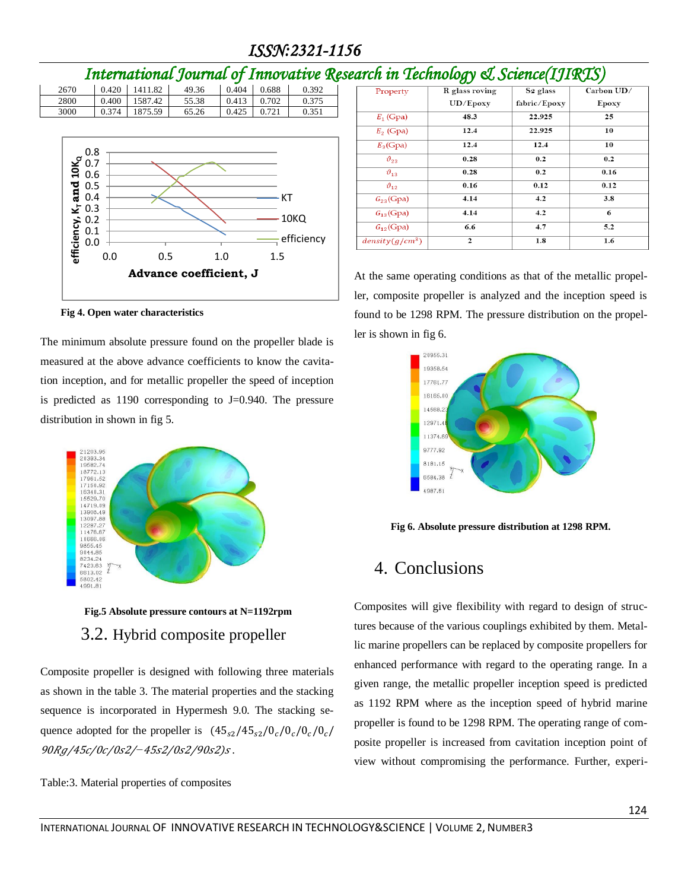| | | | | | | |
|---|---|---|---|---|---|---|
| 2670 | 0.420 | 1411.82 | 49.36 | 0.404 | 0.688 | 0.392 |
| 2800 | 0.400 | 1587.42 | 55.38 | 0.413 | 0.702 | 0.375 |
| 3000 | 0.374 | 1875.59 | 65.26 | 0.425 | 0.721 | 0.351 |

**Fig 4. Open water characteristics**

The minimum absolute pressure found on the propeller blade is measured at the above advance coefficients to know the cavitation inception, and for metallic propeller the speed of inception is predicted as 1190 corresponding to J=0.940. The pressure distribution in shown in fig 5.

**Fig.5 Absolute pressure contours at N=1192rpm**

## 3.2. Hybrid composite propeller

Composite propeller is designed with following three materials as shown in the table 3. The material properties and the stacking sequence is incorporated in Hypermesh 9.0. The stacking sequence adopted for the propeller is $(45_{s2}/45_{s2}/0_c/0_c/0_c/0_c/90Rg/45c/0c/0s2/-45s2/0s2/90s2)s$.

Table:3. Material properties of composites

| Property | R glass roving UD/Epoxy | S2 glass fabric/Epoxy | Carbon UD/ Epoxy |
|---|---|---|---|
| $E_1$ (Gpa) | 48.3 | 22.925 | 25 |
| $E_2$ (Gpa) | 12.4 | 22.925 | 10 |
| $E_3$(Gpa) | 12.4 | 12.4 | 10 |
| $\vartheta_{23}$ | 0.28 | 0.2 | 0.2 |
| $\vartheta_{13}$ | 0.28 | 0.2 | 0.16 |
| $\vartheta_{12}$ | 0.16 | 0.12 | 0.12 |
| $G_{23}$(Gpa) | 4.14 | 4.2 | 3.8 |
| $G_{13}$(Gpa) | 4.14 | 4.2 | 6 |
| $G_{12}$(Gpa) | 6.6 | 4.7 | 5.2 |
| $density(g/cm^3)$ | 2 | 1.8 | 1.6 |

At the same operating conditions as that of the metallic propeller, composite propeller is analyzed and the inception speed is found to be 1298 RPM. The pressure distribution on the propeller is shown in fig 6.

**Fig 6. Absolute pressure distribution at 1298 RPM.**

## 4. Conclusions

Composites will give flexibility with regard to design of structures because of the various couplings exhibited by them. Metallic marine propellers can be replaced by composite propellers for enhanced performance with regard to the operating range. In a given range, the metallic propeller inception speed is predicted as 1192 RPM where as the inception speed of hybrid marine propeller is found to be 1298 RPM. The operating range of composite propeller is increased from cavitation inception point of view without compromising the performance. Further, experi-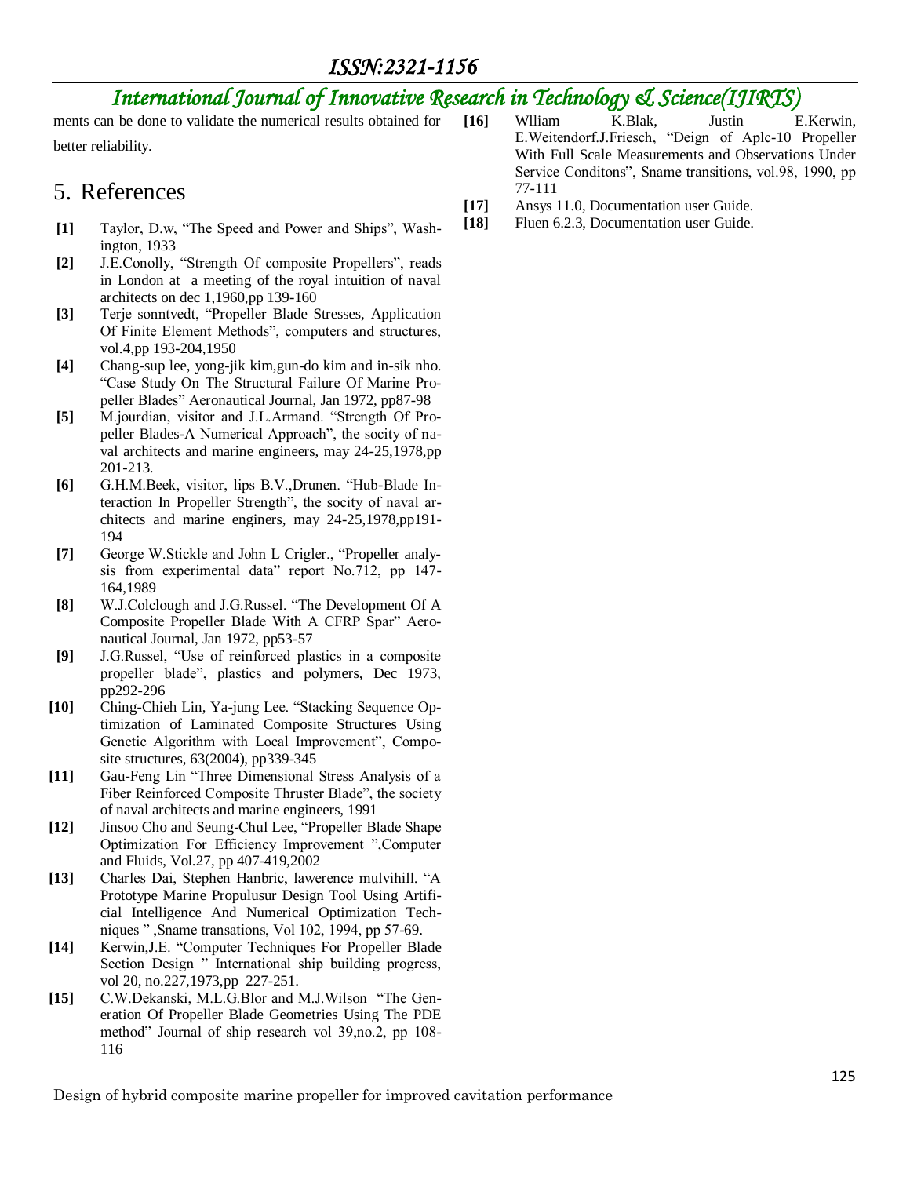ments can be done to validate the numerical results obtained for better reliability.

## 5. References

[1] Taylor, D.w, "The Speed and Power and Ships", Washington, 1933

[2] J.E.Conolly, "Strength Of composite Propellers", reads in London at a meeting of the royal intuition of naval architects on dec 1,1960,pp 139-160

[3] Terje sonntvedt, "Propeller Blade Stresses, Application Of Finite Element Methods", computers and structures, vol.4,pp 193-204,1950

[4] Chang-sup lee, yong-jik kim,gun-do kim and in-sik nho. "Case Study On The Structural Failure Of Marine Propeller Blades" Aeronautical Journal, Jan 1972, pp87-98

[5] M.jourdian, visitor and J.L.Armand. "Strength Of Propeller Blades-A Numerical Approach", the socity of naval architects and marine engineers, may 24-25,1978,pp 201-213.

[6] G.H.M.Beek, visitor, lips B.V.,Drunen. "Hub-Blade Interaction In Propeller Strength", the socity of naval architects and marine enginers, may 24-25,1978,pp191-194

[7] George W.Stickle and John L Crigler., "Propeller analysis from experimental data" report No.712, pp 147-164,1989

[8] W.J.Colclough and J.G.Russel. "The Development Of A Composite Propeller Blade With A CFRP Spar" Aeronautical Journal, Jan 1972, pp53-57

[9] J.G.Russel, "Use of reinforced plastics in a composite propeller blade", plastics and polymers, Dec 1973, pp292-296

[10] Ching-Chieh Lin, Ya-jung Lee. "Stacking Sequence Optimization of Laminated Composite Structures Using Genetic Algorithm with Local Improvement", Composite structures, 63(2004), pp339-345

[11] Gau-Feng Lin "Three Dimensional Stress Analysis of a Fiber Reinforced Composite Thruster Blade", the society of naval architects and marine engineers, 1991

[12] Jinsoo Cho and Seung-Chul Lee, "Propeller Blade Shape Optimization For Efficiency Improvement ",Computer and Fluids, Vol.27, pp 407-419,2002

[13] Charles Dai, Stephen Hanbric, lawerence mulvihill. "A Prototype Marine Propulusur Design Tool Using Artificial Intelligence And Numerical Optimization Techniques " ,Sname transations, Vol 102, 1994, pp 57-69.

[14] Kerwin,J.E. "Computer Techniques For Propeller Blade Section Design " International ship building progress, vol 20, no.227,1973,pp 227-251.

[15] C.W.Dekanski, M.L.G.Blor and M.J.Wilson "The Generation Of Propeller Blade Geometries Using The PDE method" Journal of ship research vol 39,no.2, pp 108-116

[16] Wlliam K.Blak, Justin E.Kerwin, E.Weitendorf.J.Friesch, "Deign of Aplc-10 Propeller With Full Scale Measurements and Observations Under Service Conditons", Sname transitions, vol.98, 1990, pp 77-111

[17] Ansys 11.0, Documentation user Guide.

[18] Fluen 6.2.3, Documentation user Guide.